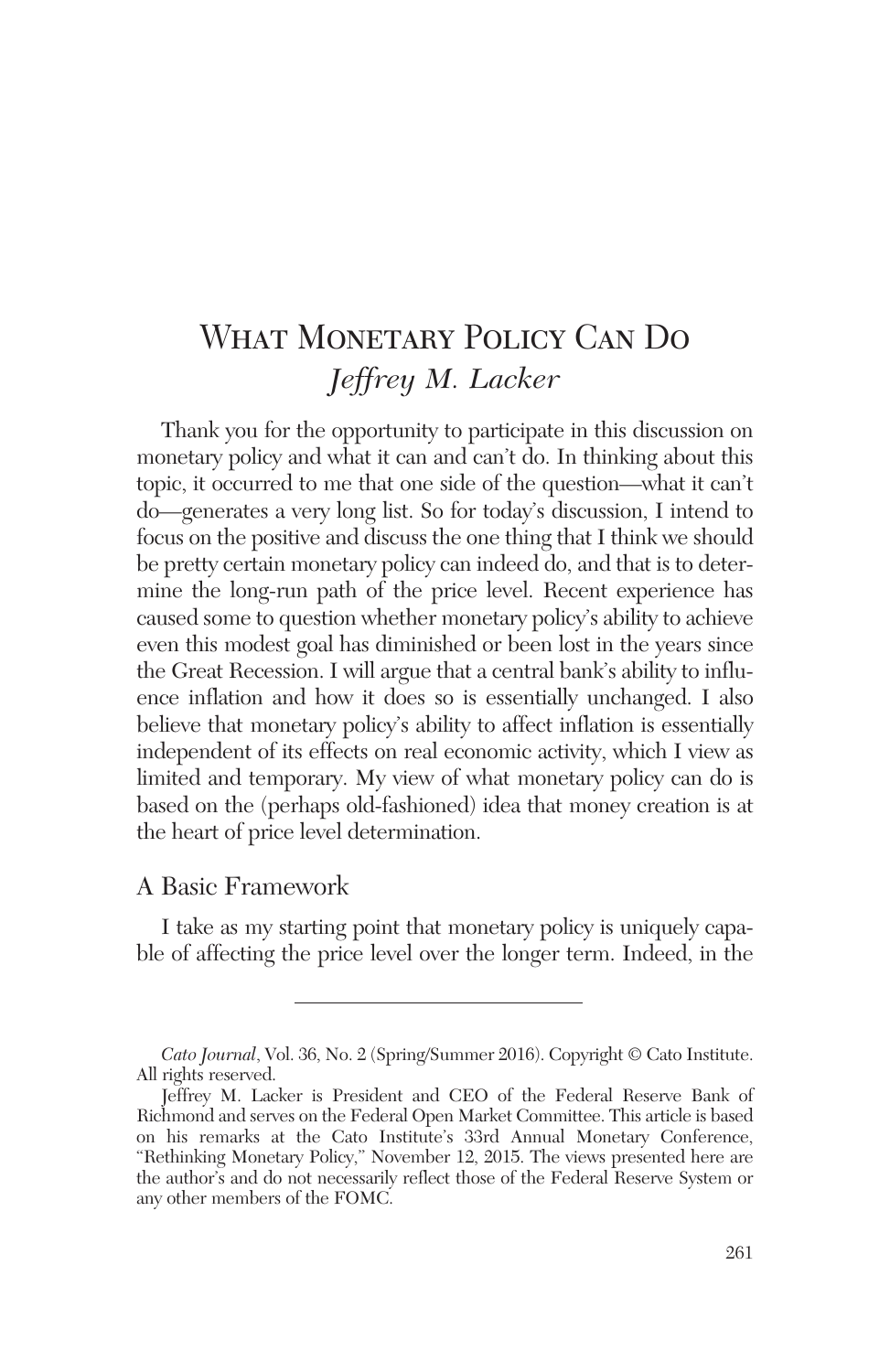# What Monetary Policy Can Do

*Jeffrey M. Lacker*

Thank you for the opportunity to participate in this discussion on monetary policy and what it can and can't do. In thinking about this topic, it occurred to me that one side of the question—what it can't do—generates a very long list. So for today's discussion, I intend to focus on the positive and discuss the one thing that I think we should be pretty certain monetary policy can indeed do, and that is to determine the long-run path of the price level. Recent experience has caused some to question whether monetary policy's ability to achieve even this modest goal has diminished or been lost in the years since the Great Recession. I will argue that a central bank's ability to influence inflation and how it does so is essentially unchanged. I also believe that monetary policy's ability to affect inflation is essentially independent of its effects on real economic activity, which I view as limited and temporary. My view of what monetary policy can do is based on the (perhaps old-fashioned) idea that money creation is at the heart of price level determination.

## A Basic Framework

I take as my starting point that monetary policy is uniquely capable of affecting the price level over the longer term. Indeed, in the

---

*Cato Journal*, Vol. 36, No. 2 (Spring/Summer 2016). Copyright © Cato Institute. All rights reserved.

Jeffrey M. Lacker is President and CEO of the Federal Reserve Bank of Richmond and serves on the Federal Open Market Committee. This article is based on his remarks at the Cato Institute's 33rd Annual Monetary Conference, "Rethinking Monetary Policy," November 12, 2015. The views presented here are the author's and do not necessarily reflect those of the Federal Reserve System or any other members of the FOMC.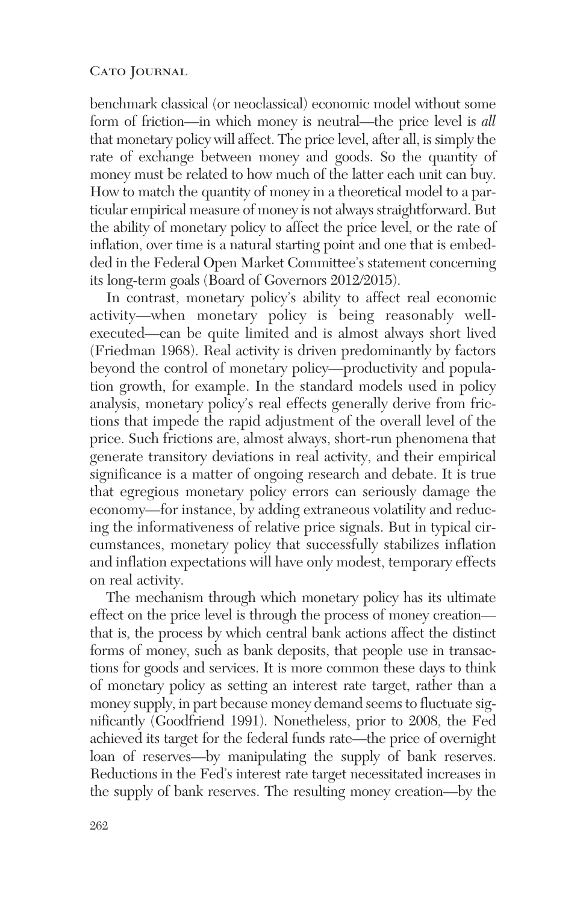benchmark classical (or neoclassical) economic model without some form of friction—in which money is neutral—the price level is *all* that monetary policy will affect. The price level, after all, is simply the rate of exchange between money and goods. So the quantity of money must be related to how much of the latter each unit can buy. How to match the quantity of money in a theoretical model to a particular empirical measure of money is not always straightforward. But the ability of monetary policy to affect the price level, or the rate of inflation, over time is a natural starting point and one that is embedded in the Federal Open Market Committee's statement concerning its long-term goals (Board of Governors 2012/2015).

In contrast, monetary policy's ability to affect real economic activity—when monetary policy is being reasonably well-executed—can be quite limited and is almost always short lived (Friedman 1968). Real activity is driven predominantly by factors beyond the control of monetary policy—productivity and population growth, for example. In the standard models used in policy analysis, monetary policy's real effects generally derive from frictions that impede the rapid adjustment of the overall level of the price. Such frictions are, almost always, short-run phenomena that generate transitory deviations in real activity, and their empirical significance is a matter of ongoing research and debate. It is true that egregious monetary policy errors can seriously damage the economy—for instance, by adding extraneous volatility and reducing the informativeness of relative price signals. But in typical circumstances, monetary policy that successfully stabilizes inflation and inflation expectations will have only modest, temporary effects on real activity.

The mechanism through which monetary policy has its ultimate effect on the price level is through the process of money creation—that is, the process by which central bank actions affect the distinct forms of money, such as bank deposits, that people use in transactions for goods and services. It is more common these days to think of monetary policy as setting an interest rate target, rather than a money supply, in part because money demand seems to fluctuate significantly (Goodfriend 1991). Nonetheless, prior to 2008, the Fed achieved its target for the federal funds rate—the price of overnight loan of reserves—by manipulating the supply of bank reserves. Reductions in the Fed's interest rate target necessitated increases in the supply of bank reserves. The resulting money creation—by the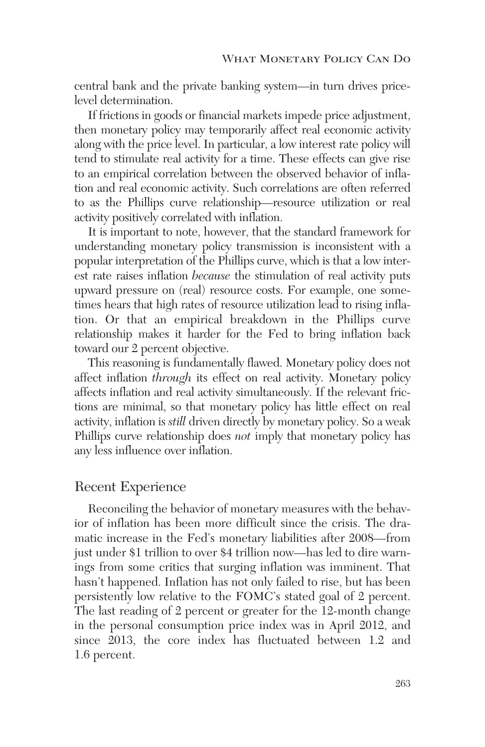central bank and the private banking system—in turn drives price-level determination.

If frictions in goods or financial markets impede price adjustment, then monetary policy may temporarily affect real economic activity along with the price level. In particular, a low interest rate policy will tend to stimulate real activity for a time. These effects can give rise to an empirical correlation between the observed behavior of inflation and real economic activity. Such correlations are often referred to as the Phillips curve relationship—resource utilization or real activity positively correlated with inflation.

It is important to note, however, that the standard framework for understanding monetary policy transmission is inconsistent with a popular interpretation of the Phillips curve, which is that a low interest rate raises inflation *because* the stimulation of real activity puts upward pressure on (real) resource costs. For example, one sometimes hears that high rates of resource utilization lead to rising inflation. Or that an empirical breakdown in the Phillips curve relationship makes it harder for the Fed to bring inflation back toward our 2 percent objective.

This reasoning is fundamentally flawed. Monetary policy does not affect inflation *through* its effect on real activity. Monetary policy affects inflation and real activity simultaneously. If the relevant frictions are minimal, so that monetary policy has little effect on real activity, inflation is *still* driven directly by monetary policy. So a weak Phillips curve relationship does *not* imply that monetary policy has any less influence over inflation.

## Recent Experience

Reconciling the behavior of monetary measures with the behavior of inflation has been more difficult since the crisis. The dramatic increase in the Fed's monetary liabilities after 2008—from just under $1 trillion to over $4 trillion now—has led to dire warnings from some critics that surging inflation was imminent. That hasn't happened. Inflation has not only failed to rise, but has been persistently low relative to the FOMC's stated goal of 2 percent. The last reading of 2 percent or greater for the 12-month change in the personal consumption price index was in April 2012, and since 2013, the core index has fluctuated between 1.2 and 1.6 percent.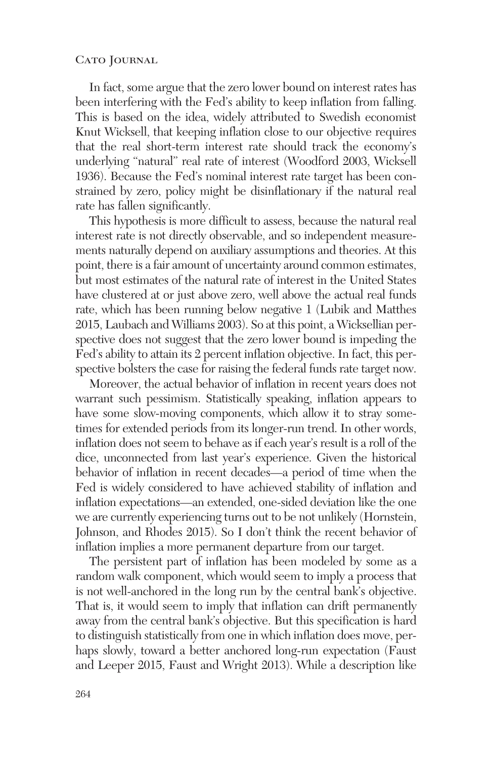In fact, some argue that the zero lower bound on interest rates has been interfering with the Fed's ability to keep inflation from falling. This is based on the idea, widely attributed to Swedish economist Knut Wicksell, that keeping inflation close to our objective requires that the real short-term interest rate should track the economy's underlying "natural" real rate of interest (Woodford 2003, Wicksell 1936). Because the Fed's nominal interest rate target has been constrained by zero, policy might be disinflationary if the natural real rate has fallen significantly.

This hypothesis is more difficult to assess, because the natural real interest rate is not directly observable, and so independent measurements naturally depend on auxiliary assumptions and theories. At this point, there is a fair amount of uncertainty around common estimates, but most estimates of the natural rate of interest in the United States have clustered at or just above zero, well above the actual real funds rate, which has been running below negative 1 (Lubik and Matthes 2015, Laubach and Williams 2003). So at this point, a Wicksellian perspective does not suggest that the zero lower bound is impeding the Fed's ability to attain its 2 percent inflation objective. In fact, this perspective bolsters the case for raising the federal funds rate target now.

Moreover, the actual behavior of inflation in recent years does not warrant such pessimism. Statistically speaking, inflation appears to have some slow-moving components, which allow it to stray sometimes for extended periods from its longer-run trend. In other words, inflation does not seem to behave as if each year's result is a roll of the dice, unconnected from last year's experience. Given the historical behavior of inflation in recent decades—a period of time when the Fed is widely considered to have achieved stability of inflation and inflation expectations—an extended, one-sided deviation like the one we are currently experiencing turns out to be not unlikely (Hornstein, Johnson, and Rhodes 2015). So I don't think the recent behavior of inflation implies a more permanent departure from our target.

The persistent part of inflation has been modeled by some as a random walk component, which would seem to imply a process that is not well-anchored in the long run by the central bank's objective. That is, it would seem to imply that inflation can drift permanently away from the central bank's objective. But this specification is hard to distinguish statistically from one in which inflation does move, perhaps slowly, toward a better anchored long-run expectation (Faust and Leeper 2015, Faust and Wright 2013). While a description like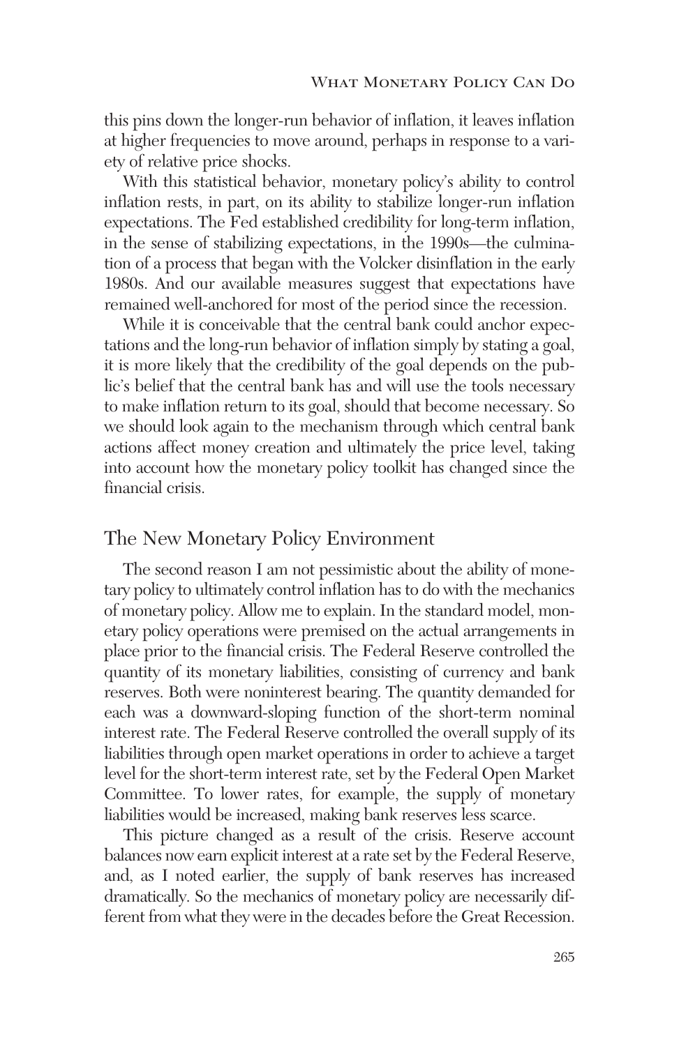this pins down the longer-run behavior of inflation, it leaves inflation at higher frequencies to move around, perhaps in response to a variety of relative price shocks.

With this statistical behavior, monetary policy's ability to control inflation rests, in part, on its ability to stabilize longer-run inflation expectations. The Fed established credibility for long-term inflation, in the sense of stabilizing expectations, in the 1990s—the culmination of a process that began with the Volcker disinflation in the early 1980s. And our available measures suggest that expectations have remained well-anchored for most of the period since the recession.

While it is conceivable that the central bank could anchor expectations and the long-run behavior of inflation simply by stating a goal, it is more likely that the credibility of the goal depends on the public's belief that the central bank has and will use the tools necessary to make inflation return to its goal, should that become necessary. So we should look again to the mechanism through which central bank actions affect money creation and ultimately the price level, taking into account how the monetary policy toolkit has changed since the financial crisis.

## The New Monetary Policy Environment

The second reason I am not pessimistic about the ability of monetary policy to ultimately control inflation has to do with the mechanics of monetary policy. Allow me to explain. In the standard model, monetary policy operations were premised on the actual arrangements in place prior to the financial crisis. The Federal Reserve controlled the quantity of its monetary liabilities, consisting of currency and bank reserves. Both were noninterest bearing. The quantity demanded for each was a downward-sloping function of the short-term nominal interest rate. The Federal Reserve controlled the overall supply of its liabilities through open market operations in order to achieve a target level for the short-term interest rate, set by the Federal Open Market Committee. To lower rates, for example, the supply of monetary liabilities would be increased, making bank reserves less scarce.

This picture changed as a result of the crisis. Reserve account balances now earn explicit interest at a rate set by the Federal Reserve, and, as I noted earlier, the supply of bank reserves has increased dramatically. So the mechanics of monetary policy are necessarily different from what they were in the decades before the Great Recession.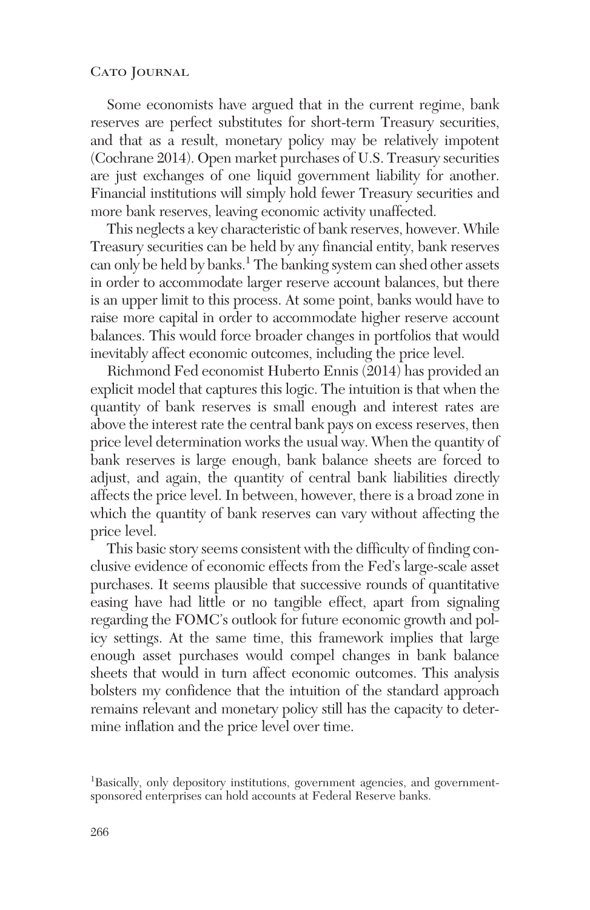Some economists have argued that in the current regime, bank reserves are perfect substitutes for short-term Treasury securities, and that as a result, monetary policy may be relatively impotent (Cochrane 2014). Open market purchases of U.S. Treasury securities are just exchanges of one liquid government liability for another. Financial institutions will simply hold fewer Treasury securities and more bank reserves, leaving economic activity unaffected.

This neglects a key characteristic of bank reserves, however. While Treasury securities can be held by any financial entity, bank reserves can only be held by banks.[1] The banking system can shed other assets in order to accommodate larger reserve account balances, but there is an upper limit to this process. At some point, banks would have to raise more capital in order to accommodate higher reserve account balances. This would force broader changes in portfolios that would inevitably affect economic outcomes, including the price level.

Richmond Fed economist Huberto Ennis (2014) has provided an explicit model that captures this logic. The intuition is that when the quantity of bank reserves is small enough and interest rates are above the interest rate the central bank pays on excess reserves, then price level determination works the usual way. When the quantity of bank reserves is large enough, bank balance sheets are forced to adjust, and again, the quantity of central bank liabilities directly affects the price level. In between, however, there is a broad zone in which the quantity of bank reserves can vary without affecting the price level.

This basic story seems consistent with the difficulty of finding conclusive evidence of economic effects from the Fed's large-scale asset purchases. It seems plausible that successive rounds of quantitative easing have had little or no tangible effect, apart from signaling regarding the FOMC's outlook for future economic growth and policy settings. At the same time, this framework implies that large enough asset purchases would compel changes in bank balance sheets that would in turn affect economic outcomes. This analysis bolsters my confidence that the intuition of the standard approach remains relevant and monetary policy still has the capacity to determine inflation and the price level over time.

[1]Basically, only depository institutions, government agencies, and government-sponsored enterprises can hold accounts at Federal Reserve banks.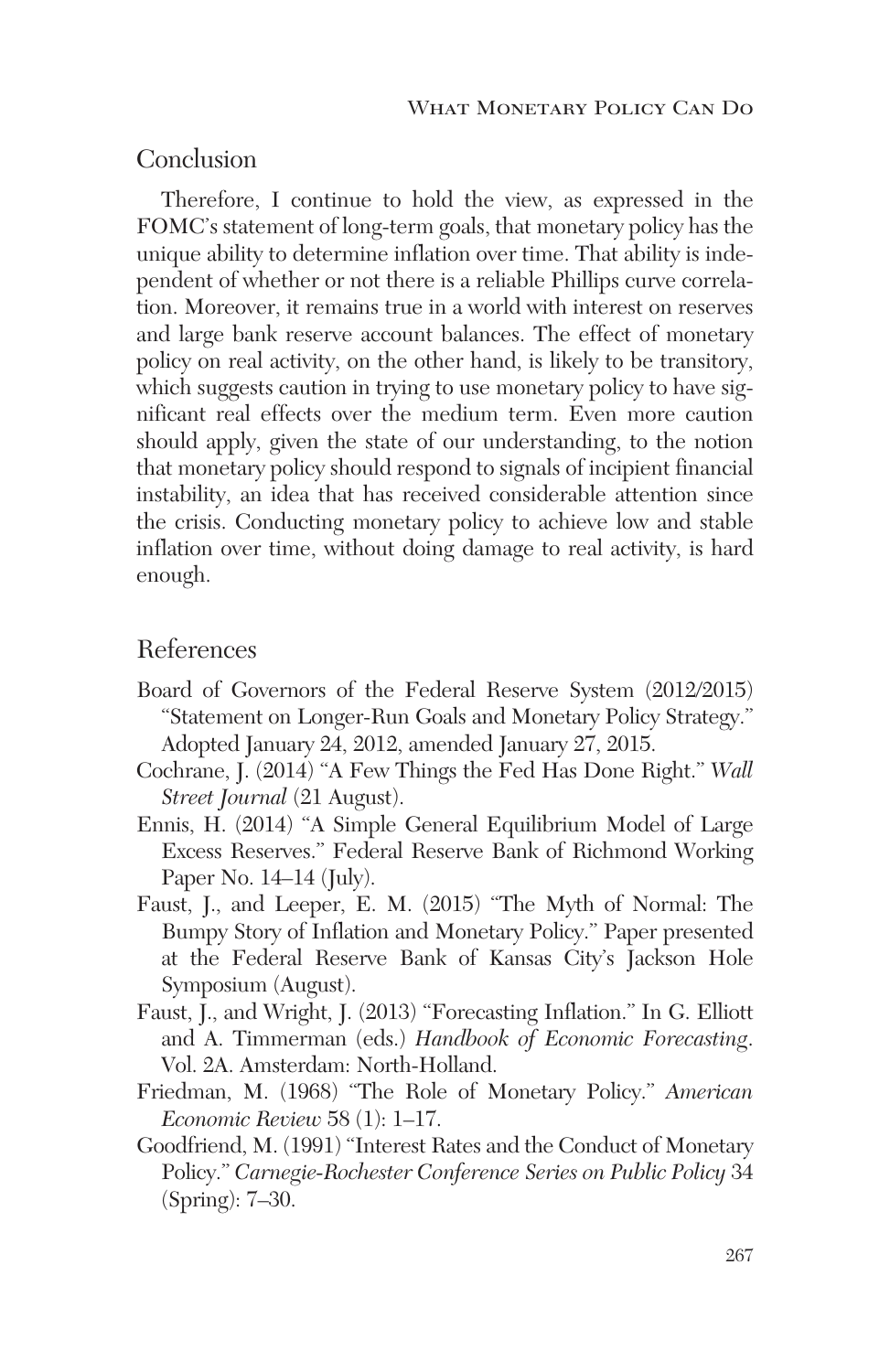## Conclusion

Therefore, I continue to hold the view, as expressed in the FOMC's statement of long-term goals, that monetary policy has the unique ability to determine inflation over time. That ability is independent of whether or not there is a reliable Phillips curve correlation. Moreover, it remains true in a world with interest on reserves and large bank reserve account balances. The effect of monetary policy on real activity, on the other hand, is likely to be transitory, which suggests caution in trying to use monetary policy to have significant real effects over the medium term. Even more caution should apply, given the state of our understanding, to the notion that monetary policy should respond to signals of incipient financial instability, an idea that has received considerable attention since the crisis. Conducting monetary policy to achieve low and stable inflation over time, without doing damage to real activity, is hard enough.

## References

Board of Governors of the Federal Reserve System (2012/2015) "Statement on Longer-Run Goals and Monetary Policy Strategy." Adopted January 24, 2012, amended January 27, 2015.

Cochrane, J. (2014) "A Few Things the Fed Has Done Right." *Wall Street Journal* (21 August).

Ennis, H. (2014) "A Simple General Equilibrium Model of Large Excess Reserves." Federal Reserve Bank of Richmond Working Paper No. 14–14 (July).

Faust, J., and Leeper, E. M. (2015) "The Myth of Normal: The Bumpy Story of Inflation and Monetary Policy." Paper presented at the Federal Reserve Bank of Kansas City's Jackson Hole Symposium (August).

Faust, J., and Wright, J. (2013) "Forecasting Inflation." In G. Elliott and A. Timmerman (eds.) *Handbook of Economic Forecasting*. Vol. 2A. Amsterdam: North-Holland.

Friedman, M. (1968) "The Role of Monetary Policy." *American Economic Review* 58 (1): 1–17.

Goodfriend, M. (1991) "Interest Rates and the Conduct of Monetary Policy." *Carnegie-Rochester Conference Series on Public Policy* 34 (Spring): 7–30.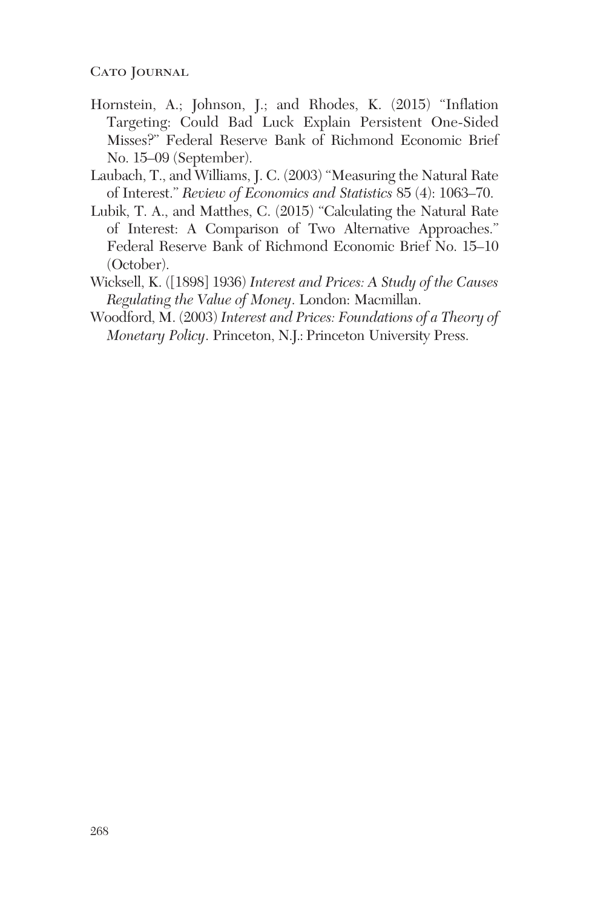Hornstein, A.; Johnson, J.; and Rhodes, K. (2015) "Inflation Targeting: Could Bad Luck Explain Persistent One-Sided Misses?" Federal Reserve Bank of Richmond Economic Brief No. 15–09 (September).

Laubach, T., and Williams, J. C. (2003) "Measuring the Natural Rate of Interest." *Review of Economics and Statistics* 85 (4): 1063–70.

Lubik, T. A., and Matthes, C. (2015) "Calculating the Natural Rate of Interest: A Comparison of Two Alternative Approaches." Federal Reserve Bank of Richmond Economic Brief No. 15–10 (October).

Wicksell, K. ([1898] 1936) *Interest and Prices: A Study of the Causes Regulating the Value of Money*. London: Macmillan.

Woodford, M. (2003) *Interest and Prices: Foundations of a Theory of Monetary Policy*. Princeton, N.J.: Princeton University Press.